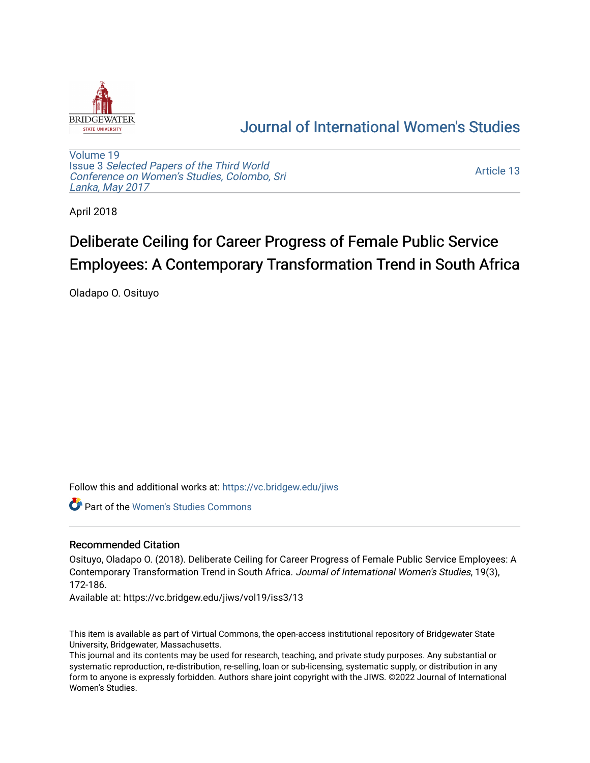Journal of International Women's Studies

Volume 19
Issue 3 *Selected Papers of the Third World Conference on Women's Studies, Colombo, Sri Lanka, May 2017*

Article 13

April 2018

# Deliberate Ceiling for Career Progress of Female Public Service Employees: A Contemporary Transformation Trend in South Africa

Oladapo O. Osituyo

Follow this and additional works at: https://vc.bridgew.edu/jiws

Part of the Women's Studies Commons

## Recommended Citation

Osituyo, Oladapo O. (2018). Deliberate Ceiling for Career Progress of Female Public Service Employees: A Contemporary Transformation Trend in South Africa. *Journal of International Women's Studies*, 19(3), 172-186.

Available at: https://vc.bridgew.edu/jiws/vol19/iss3/13

This item is available as part of Virtual Commons, the open-access institutional repository of Bridgewater State University, Bridgewater, Massachusetts.

This journal and its contents may be used for research, teaching, and private study purposes. Any substantial or systematic reproduction, re-distribution, re-selling, loan or sub-licensing, systematic supply, or distribution in any form to anyone is expressly forbidden. Authors share joint copyright with the JIWS. ©2022 Journal of International Women's Studies.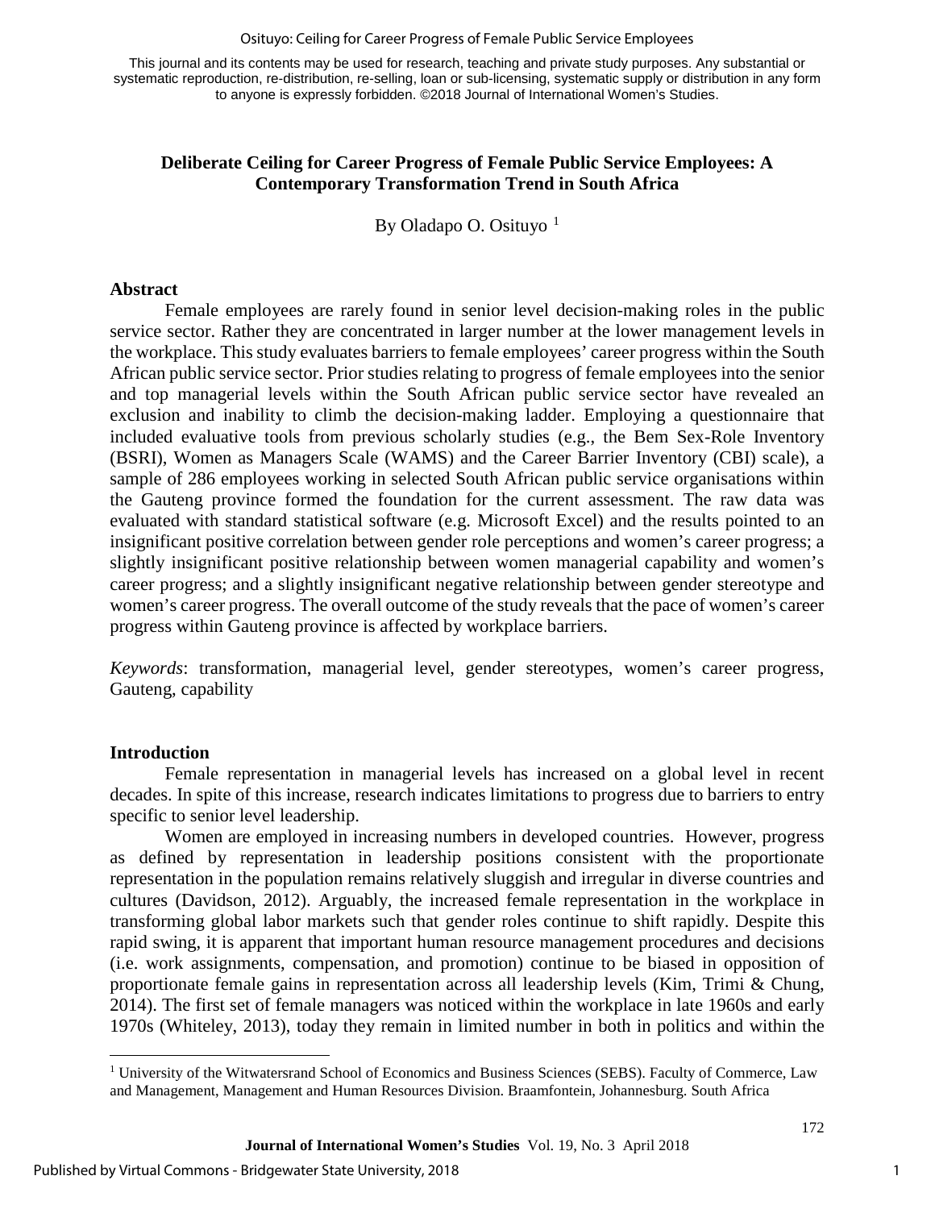This journal and its contents may be used for research, teaching and private study purposes. Any substantial or systematic reproduction, re-distribution, re-selling, loan or sub-licensing, systematic supply or distribution in any form to anyone is expressly forbidden. ©2018 Journal of International Women's Studies.

# Deliberate Ceiling for Career Progress of Female Public Service Employees: A Contemporary Transformation Trend in South Africa

By Oladapo O. Osituyo [1]

## Abstract

Female employees are rarely found in senior level decision-making roles in the public service sector. Rather they are concentrated in larger number at the lower management levels in the workplace. This study evaluates barriers to female employees' career progress within the South African public service sector. Prior studies relating to progress of female employees into the senior and top managerial levels within the South African public service sector have revealed an exclusion and inability to climb the decision-making ladder. Employing a questionnaire that included evaluative tools from previous scholarly studies (e.g., the Bem Sex-Role Inventory (BSRI), Women as Managers Scale (WAMS) and the Career Barrier Inventory (CBI) scale), a sample of 286 employees working in selected South African public service organisations within the Gauteng province formed the foundation for the current assessment. The raw data was evaluated with standard statistical software (e.g. Microsoft Excel) and the results pointed to an insignificant positive correlation between gender role perceptions and women's career progress; a slightly insignificant positive relationship between women managerial capability and women's career progress; and a slightly insignificant negative relationship between gender stereotype and women's career progress. The overall outcome of the study reveals that the pace of women's career progress within Gauteng province is affected by workplace barriers.

*Keywords*: transformation, managerial level, gender stereotypes, women's career progress, Gauteng, capability

## Introduction

Female representation in managerial levels has increased on a global level in recent decades. In spite of this increase, research indicates limitations to progress due to barriers to entry specific to senior level leadership.

Women are employed in increasing numbers in developed countries. However, progress as defined by representation in leadership positions consistent with the proportionate representation in the population remains relatively sluggish and irregular in diverse countries and cultures (Davidson, 2012). Arguably, the increased female representation in the workplace in transforming global labor markets such that gender roles continue to shift rapidly. Despite this rapid swing, it is apparent that important human resource management procedures and decisions (i.e. work assignments, compensation, and promotion) continue to be biased in opposition of proportionate female gains in representation across all leadership levels (Kim, Trimi & Chung, 2014). The first set of female managers was noticed within the workplace in late 1960s and early 1970s (Whiteley, 2013), today they remain in limited number in both in politics and within the

[1] University of the Witwatersrand School of Economics and Business Sciences (SEBS). Faculty of Commerce, Law and Management, Management and Human Resources Division. Braamfontein, Johannesburg. South Africa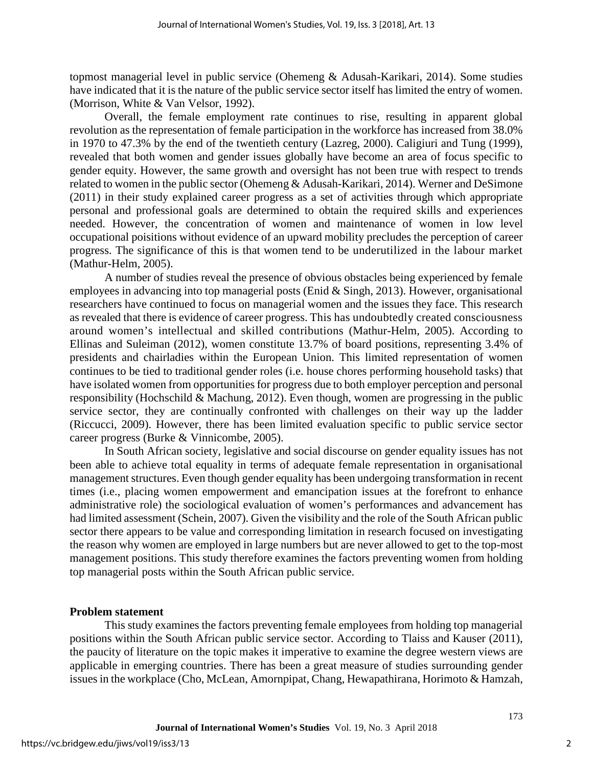topmost managerial level in public service (Ohemeng & Adusah-Karikari, 2014). Some studies have indicated that it is the nature of the public service sector itself has limited the entry of women. (Morrison, White & Van Velsor, 1992).

Overall, the female employment rate continues to rise, resulting in apparent global revolution as the representation of female participation in the workforce has increased from 38.0% in 1970 to 47.3% by the end of the twentieth century (Lazreg, 2000). Caligiuri and Tung (1999), revealed that both women and gender issues globally have become an area of focus specific to gender equity. However, the same growth and oversight has not been true with respect to trends related to women in the public sector (Ohemeng & Adusah-Karikari, 2014). Werner and DeSimone (2011) in their study explained career progress as a set of activities through which appropriate personal and professional goals are determined to obtain the required skills and experiences needed. However, the concentration of women and maintenance of women in low level occupational poisitions without evidence of an upward mobility precludes the perception of career progress. The significance of this is that women tend to be underutilized in the labour market (Mathur-Helm, 2005).

A number of studies reveal the presence of obvious obstacles being experienced by female employees in advancing into top managerial posts (Enid & Singh, 2013). However, organisational researchers have continued to focus on managerial women and the issues they face. This research as revealed that there is evidence of career progress. This has undoubtedly created consciousness around women's intellectual and skilled contributions (Mathur-Helm, 2005). According to Ellinas and Suleiman (2012), women constitute 13.7% of board positions, representing 3.4% of presidents and chairladies within the European Union. This limited representation of women continues to be tied to traditional gender roles (i.e. house chores performing household tasks) that have isolated women from opportunities for progress due to both employer perception and personal responsibility (Hochschild & Machung, 2012). Even though, women are progressing in the public service sector, they are continually confronted with challenges on their way up the ladder (Riccucci, 2009). However, there has been limited evaluation specific to public service sector career progress (Burke & Vinnicombe, 2005).

In South African society, legislative and social discourse on gender equality issues has not been able to achieve total equality in terms of adequate female representation in organisational management structures. Even though gender equality has been undergoing transformation in recent times (i.e., placing women empowerment and emancipation issues at the forefront to enhance administrative role) the sociological evaluation of women's performances and advancement has had limited assessment (Schein, 2007). Given the visibility and the role of the South African public sector there appears to be value and corresponding limitation in research focused on investigating the reason why women are employed in large numbers but are never allowed to get to the top-most management positions. This study therefore examines the factors preventing women from holding top managerial posts within the South African public service.

## Problem statement

This study examines the factors preventing female employees from holding top managerial positions within the South African public service sector. According to Tlaiss and Kauser (2011), the paucity of literature on the topic makes it imperative to examine the degree western views are applicable in emerging countries. There has been a great measure of studies surrounding gender issues in the workplace (Cho, McLean, Amornpipat, Chang, Hewapathirana, Horimoto & Hamzah,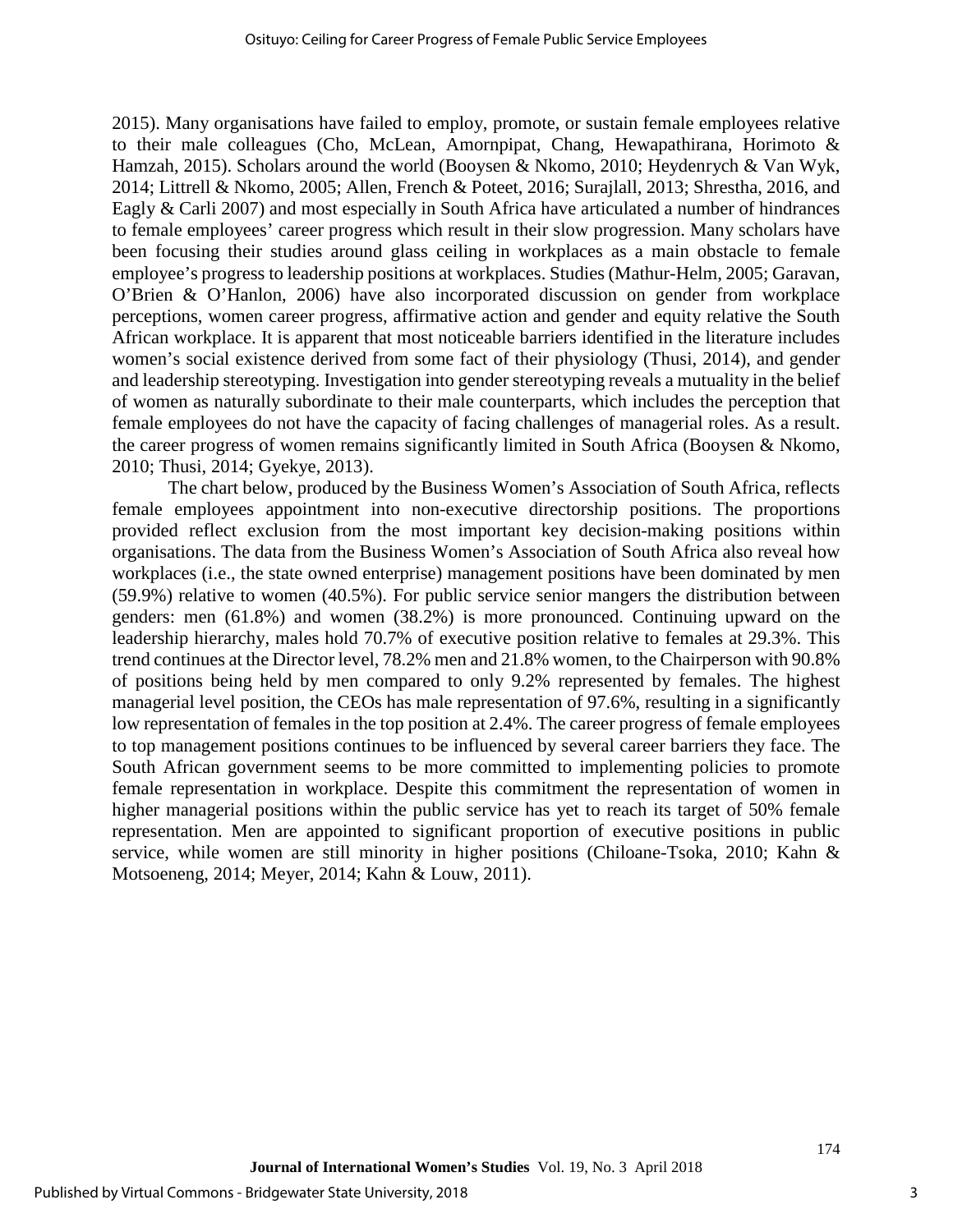2015). Many organisations have failed to employ, promote, or sustain female employees relative to their male colleagues (Cho, McLean, Amornpipat, Chang, Hewapathirana, Horimoto & Hamzah, 2015). Scholars around the world (Booysen & Nkomo, 2010; Heydenrych & Van Wyk, 2014; Littrell & Nkomo, 2005; Allen, French & Poteet, 2016; Surajlall, 2013; Shrestha, 2016, and Eagly & Carli 2007) and most especially in South Africa have articulated a number of hindrances to female employees' career progress which result in their slow progression. Many scholars have been focusing their studies around glass ceiling in workplaces as a main obstacle to female employee's progress to leadership positions at workplaces. Studies (Mathur-Helm, 2005; Garavan, O'Brien & O'Hanlon, 2006) have also incorporated discussion on gender from workplace perceptions, women career progress, affirmative action and gender and equity relative the South African workplace. It is apparent that most noticeable barriers identified in the literature includes women's social existence derived from some fact of their physiology (Thusi, 2014), and gender and leadership stereotyping. Investigation into gender stereotyping reveals a mutuality in the belief of women as naturally subordinate to their male counterparts, which includes the perception that female employees do not have the capacity of facing challenges of managerial roles. As a result. the career progress of women remains significantly limited in South Africa (Booysen & Nkomo, 2010; Thusi, 2014; Gyekye, 2013).

The chart below, produced by the Business Women's Association of South Africa, reflects female employees appointment into non-executive directorship positions. The proportions provided reflect exclusion from the most important key decision-making positions within organisations. The data from the Business Women's Association of South Africa also reveal how workplaces (i.e., the state owned enterprise) management positions have been dominated by men (59.9%) relative to women (40.5%). For public service senior mangers the distribution between genders: men (61.8%) and women (38.2%) is more pronounced. Continuing upward on the leadership hierarchy, males hold 70.7% of executive position relative to females at 29.3%. This trend continues at the Director level, 78.2% men and 21.8% women, to the Chairperson with 90.8% of positions being held by men compared to only 9.2% represented by females. The highest managerial level position, the CEOs has male representation of 97.6%, resulting in a significantly low representation of females in the top position at 2.4%. The career progress of female employees to top management positions continues to be influenced by several career barriers they face. The South African government seems to be more committed to implementing policies to promote female representation in workplace. Despite this commitment the representation of women in higher managerial positions within the public service has yet to reach its target of 50% female representation. Men are appointed to significant proportion of executive positions in public service, while women are still minority in higher positions (Chiloane-Tsoka, 2010; Kahn & Motsoeneng, 2014; Meyer, 2014; Kahn & Louw, 2011).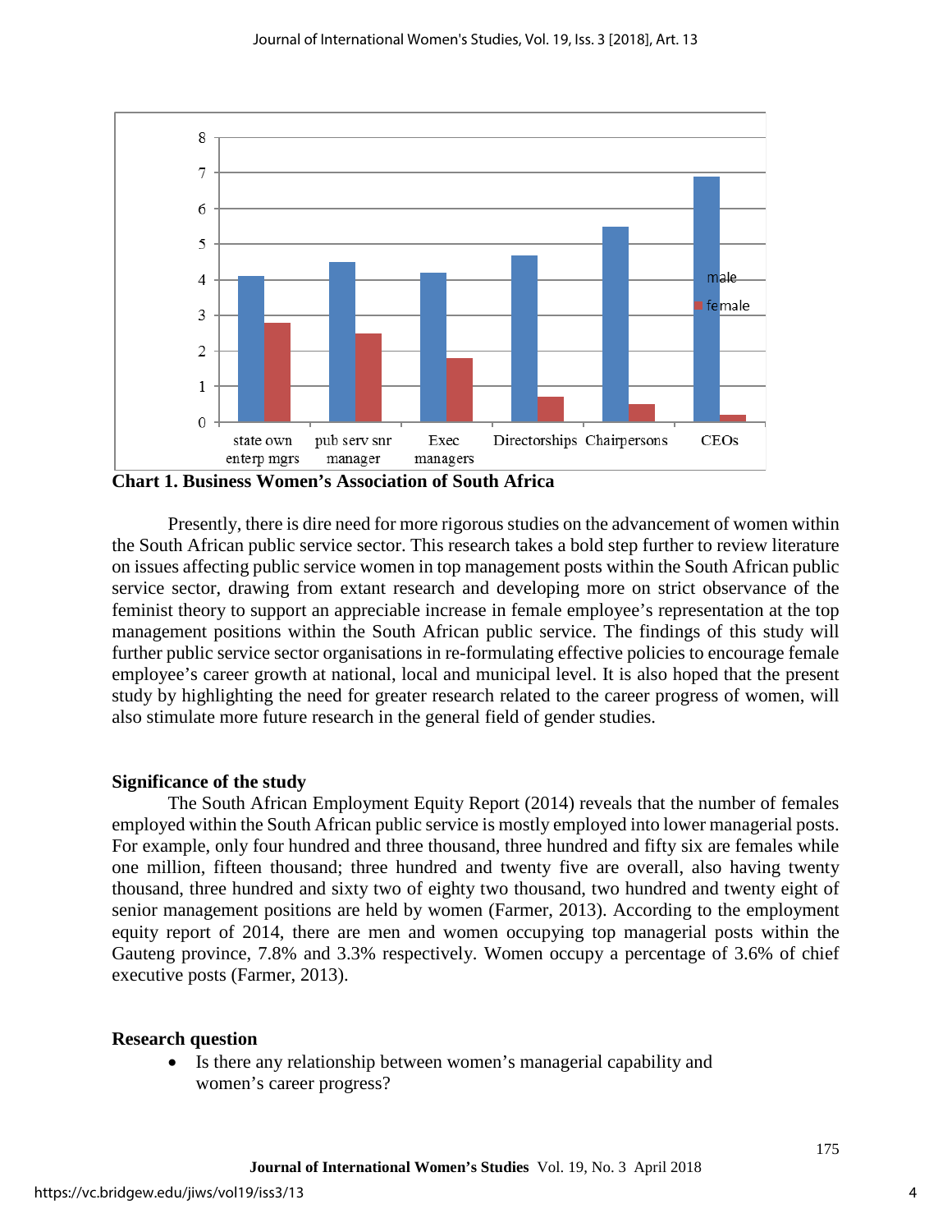**Chart 1. Business Women's Association of South Africa**

Presently, there is dire need for more rigorous studies on the advancement of women within the South African public service sector. This research takes a bold step further to review literature on issues affecting public service women in top management posts within the South African public service sector, drawing from extant research and developing more on strict observance of the feminist theory to support an appreciable increase in female employee's representation at the top management positions within the South African public service. The findings of this study will further public service sector organisations in re-formulating effective policies to encourage female employee's career growth at national, local and municipal level. It is also hoped that the present study by highlighting the need for greater research related to the career progress of women, will also stimulate more future research in the general field of gender studies.

## Significance of the study

The South African Employment Equity Report (2014) reveals that the number of females employed within the South African public service is mostly employed into lower managerial posts. For example, only four hundred and three thousand, three hundred and fifty six are females while one million, fifteen thousand; three hundred and twenty five are overall, also having twenty thousand, three hundred and sixty two of eighty two thousand, two hundred and twenty eight of senior management positions are held by women (Farmer, 2013). According to the employment equity report of 2014, there are men and women occupying top managerial posts within the Gauteng province, 7.8% and 3.3% respectively. Women occupy a percentage of 3.6% of chief executive posts (Farmer, 2013).

## Research question

- Is there any relationship between women's managerial capability and women's career progress?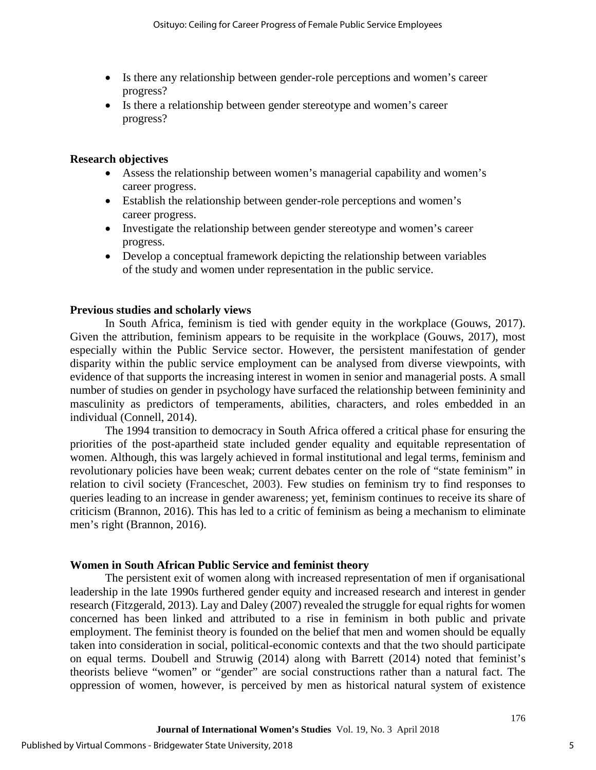- Is there any relationship between gender-role perceptions and women's career progress?
- Is there a relationship between gender stereotype and women's career progress?

**Research objectives**

- Assess the relationship between women's managerial capability and women's career progress.
- Establish the relationship between gender-role perceptions and women's career progress.
- Investigate the relationship between gender stereotype and women's career progress.
- Develop a conceptual framework depicting the relationship between variables of the study and women under representation in the public service.

**Previous studies and scholarly views**

In South Africa, feminism is tied with gender equity in the workplace (Gouws, 2017). Given the attribution, feminism appears to be requisite in the workplace (Gouws, 2017), most especially within the Public Service sector. However, the persistent manifestation of gender disparity within the public service employment can be analysed from diverse viewpoints, with evidence of that supports the increasing interest in women in senior and managerial posts. A small number of studies on gender in psychology have surfaced the relationship between femininity and masculinity as predictors of temperaments, abilities, characters, and roles embedded in an individual (Connell, 2014).

The 1994 transition to democracy in South Africa offered a critical phase for ensuring the priorities of the post-apartheid state included gender equality and equitable representation of women. Although, this was largely achieved in formal institutional and legal terms, feminism and revolutionary policies have been weak; current debates center on the role of "state feminism" in relation to civil society (Franceschet, 2003). Few studies on feminism try to find responses to queries leading to an increase in gender awareness; yet, feminism continues to receive its share of criticism (Brannon, 2016). This has led to a critic of feminism as being a mechanism to eliminate men's right (Brannon, 2016).

**Women in South African Public Service and feminist theory**

The persistent exit of women along with increased representation of men if organisational leadership in the late 1990s furthered gender equity and increased research and interest in gender research (Fitzgerald, 2013). Lay and Daley (2007) revealed the struggle for equal rights for women concerned has been linked and attributed to a rise in feminism in both public and private employment. The feminist theory is founded on the belief that men and women should be equally taken into consideration in social, political-economic contexts and that the two should participate on equal terms. Doubell and Struwig (2014) along with Barrett (2014) noted that feminist's theorists believe "women" or "gender" are social constructions rather than a natural fact. The oppression of women, however, is perceived by men as historical natural system of existence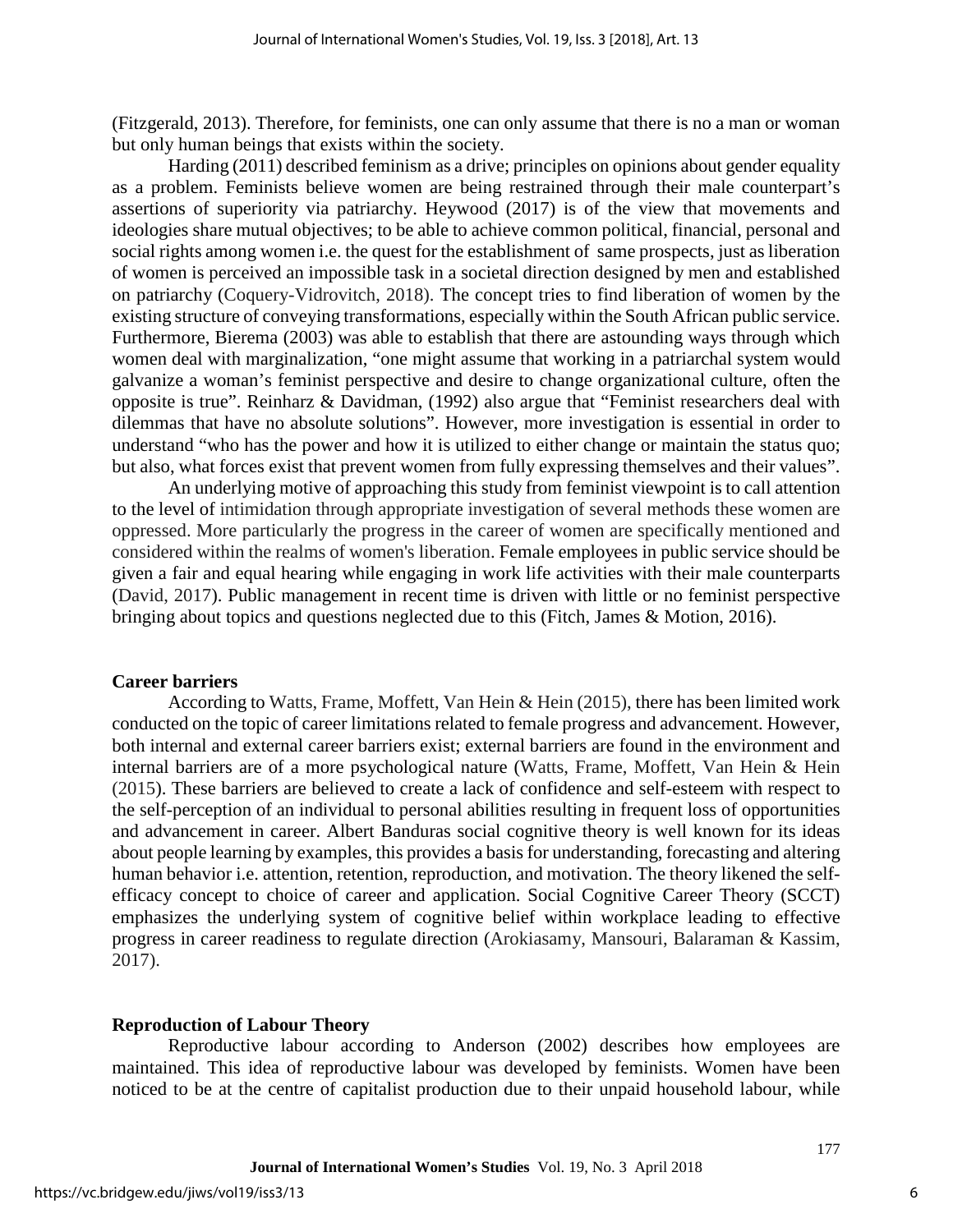(Fitzgerald, 2013). Therefore, for feminists, one can only assume that there is no a man or woman but only human beings that exists within the society.

Harding (2011) described feminism as a drive; principles on opinions about gender equality as a problem. Feminists believe women are being restrained through their male counterpart's assertions of superiority via patriarchy. Heywood (2017) is of the view that movements and ideologies share mutual objectives; to be able to achieve common political, financial, personal and social rights among women i.e. the quest for the establishment of same prospects, just as liberation of women is perceived an impossible task in a societal direction designed by men and established on patriarchy (Coquery-Vidrovitch, 2018). The concept tries to find liberation of women by the existing structure of conveying transformations, especially within the South African public service. Furthermore, Bierema (2003) was able to establish that there are astounding ways through which women deal with marginalization, "one might assume that working in a patriarchal system would galvanize a woman's feminist perspective and desire to change organizational culture, often the opposite is true". Reinharz & Davidman, (1992) also argue that "Feminist researchers deal with dilemmas that have no absolute solutions". However, more investigation is essential in order to understand "who has the power and how it is utilized to either change or maintain the status quo; but also, what forces exist that prevent women from fully expressing themselves and their values".

An underlying motive of approaching this study from feminist viewpoint is to call attention to the level of intimidation through appropriate investigation of several methods these women are oppressed. More particularly the progress in the career of women are specifically mentioned and considered within the realms of women's liberation. Female employees in public service should be given a fair and equal hearing while engaging in work life activities with their male counterparts (David, 2017). Public management in recent time is driven with little or no feminist perspective bringing about topics and questions neglected due to this (Fitch, James & Motion, 2016).

## Career barriers

According to Watts, Frame, Moffett, Van Hein & Hein (2015), there has been limited work conducted on the topic of career limitations related to female progress and advancement. However, both internal and external career barriers exist; external barriers are found in the environment and internal barriers are of a more psychological nature (Watts, Frame, Moffett, Van Hein & Hein (2015). These barriers are believed to create a lack of confidence and self-esteem with respect to the self-perception of an individual to personal abilities resulting in frequent loss of opportunities and advancement in career. Albert Banduras social cognitive theory is well known for its ideas about people learning by examples, this provides a basis for understanding, forecasting and altering human behavior i.e. attention, retention, reproduction, and motivation. The theory likened the self-efficacy concept to choice of career and application. Social Cognitive Career Theory (SCCT) emphasizes the underlying system of cognitive belief within workplace leading to effective progress in career readiness to regulate direction (Arokiasamy, Mansouri, Balaraman & Kassim, 2017).

## Reproduction of Labour Theory

Reproductive labour according to Anderson (2002) describes how employees are maintained. This idea of reproductive labour was developed by feminists. Women have been noticed to be at the centre of capitalist production due to their unpaid household labour, while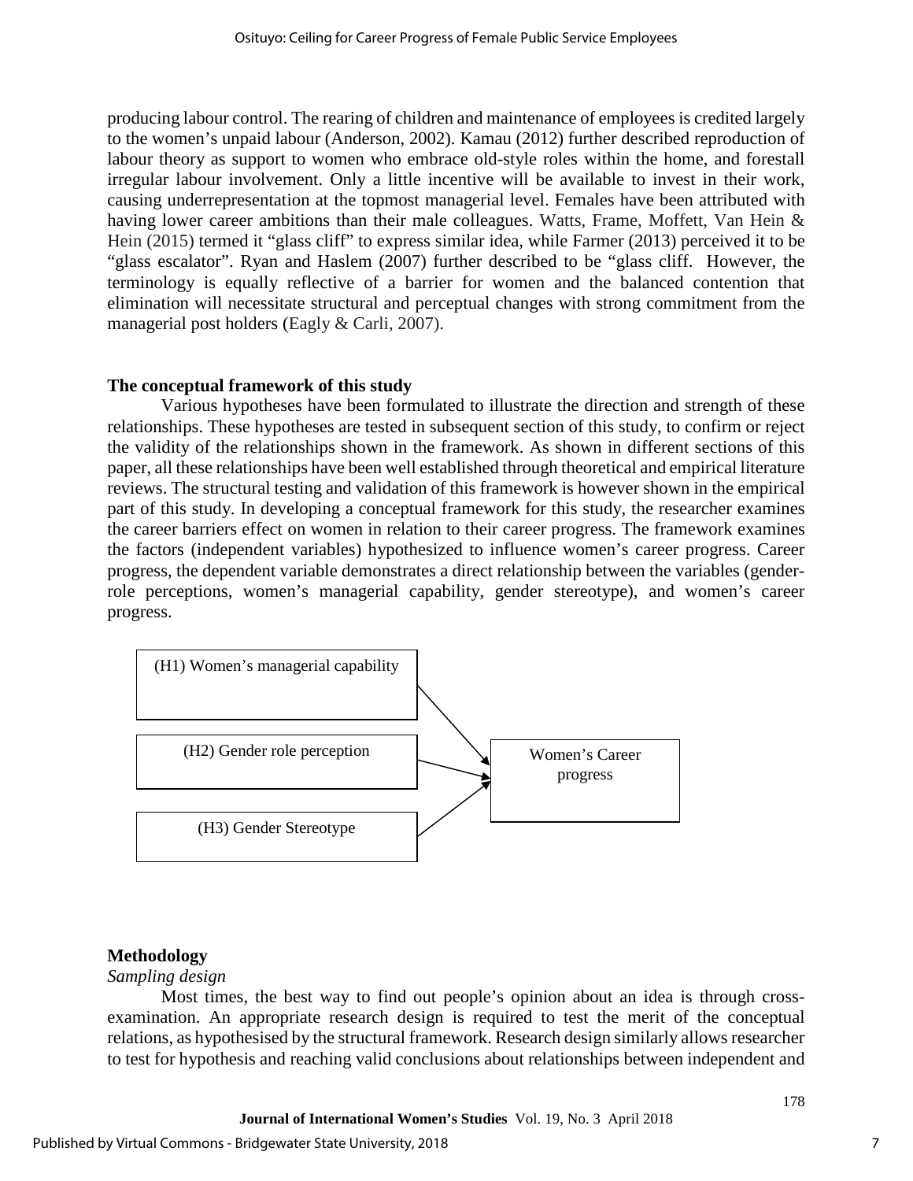producing labour control. The rearing of children and maintenance of employees is credited largely to the women's unpaid labour (Anderson, 2002). Kamau (2012) further described reproduction of labour theory as support to women who embrace old-style roles within the home, and forestall irregular labour involvement. Only a little incentive will be available to invest in their work, causing underrepresentation at the topmost managerial level. Females have been attributed with having lower career ambitions than their male colleagues. Watts, Frame, Moffett, Van Hein & Hein (2015) termed it "glass cliff" to express similar idea, while Farmer (2013) perceived it to be "glass escalator". Ryan and Haslem (2007) further described to be "glass cliff. However, the terminology is equally reflective of a barrier for women and the balanced contention that elimination will necessitate structural and perceptual changes with strong commitment from the managerial post holders (Eagly & Carli, 2007).

**The conceptual framework of this study**

Various hypotheses have been formulated to illustrate the direction and strength of these relationships. These hypotheses are tested in subsequent section of this study, to confirm or reject the validity of the relationships shown in the framework. As shown in different sections of this paper, all these relationships have been well established through theoretical and empirical literature reviews. The structural testing and validation of this framework is however shown in the empirical part of this study. In developing a conceptual framework for this study, the researcher examines the career barriers effect on women in relation to their career progress. The framework examines the factors (independent variables) hypothesized to influence women's career progress. Career progress, the dependent variable demonstrates a direct relationship between the variables (gender-role perceptions, women's managerial capability, gender stereotype), and women's career progress.

(H1) Women's managerial capability → Women's Career progress

(H2) Gender role perception → Women's Career progress

(H3) Gender Stereotype → Women's Career progress

**Methodology**

*Sampling design*

Most times, the best way to find out people's opinion about an idea is through cross-examination. An appropriate research design is required to test the merit of the conceptual relations, as hypothesised by the structural framework. Research design similarly allows researcher to test for hypothesis and reaching valid conclusions about relationships between independent and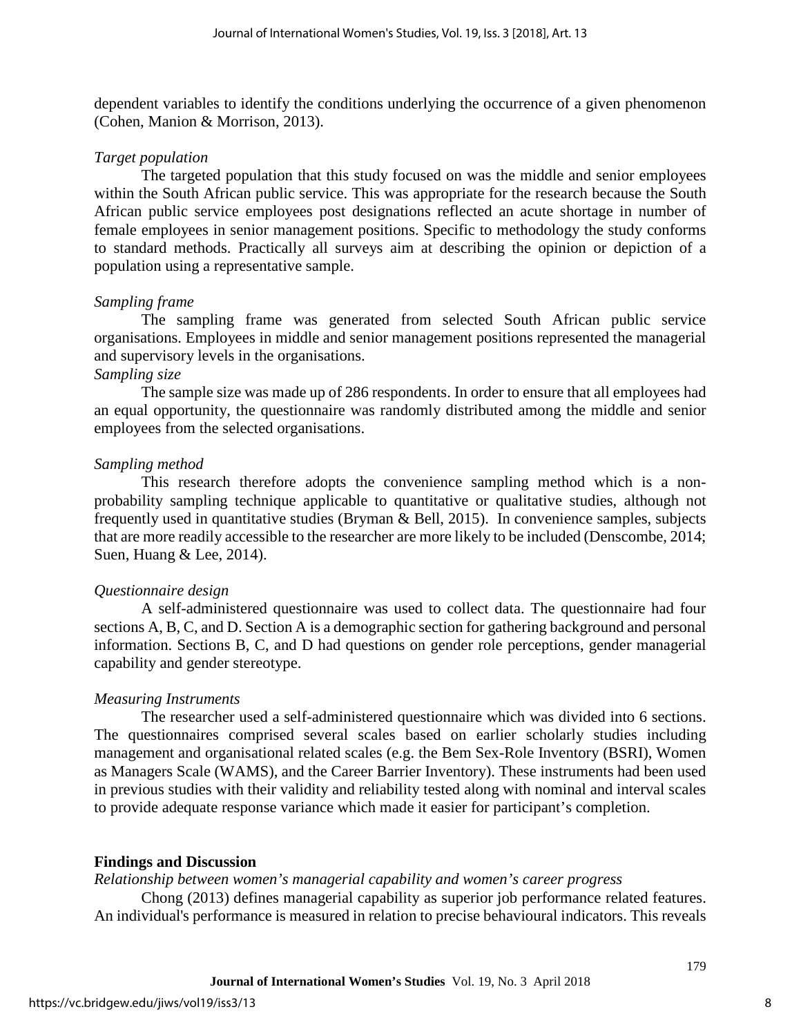dependent variables to identify the conditions underlying the occurrence of a given phenomenon (Cohen, Manion & Morrison, 2013).

*Target population*

The targeted population that this study focused on was the middle and senior employees within the South African public service. This was appropriate for the research because the South African public service employees post designations reflected an acute shortage in number of female employees in senior management positions. Specific to methodology the study conforms to standard methods. Practically all surveys aim at describing the opinion or depiction of a population using a representative sample.

*Sampling frame*

The sampling frame was generated from selected South African public service organisations. Employees in middle and senior management positions represented the managerial and supervisory levels in the organisations.

*Sampling size*

The sample size was made up of 286 respondents. In order to ensure that all employees had an equal opportunity, the questionnaire was randomly distributed among the middle and senior employees from the selected organisations.

*Sampling method*

This research therefore adopts the convenience sampling method which is a non-probability sampling technique applicable to quantitative or qualitative studies, although not frequently used in quantitative studies (Bryman & Bell, 2015). In convenience samples, subjects that are more readily accessible to the researcher are more likely to be included (Denscombe, 2014; Suen, Huang & Lee, 2014).

*Questionnaire design*

A self-administered questionnaire was used to collect data. The questionnaire had four sections A, B, C, and D. Section A is a demographic section for gathering background and personal information. Sections B, C, and D had questions on gender role perceptions, gender managerial capability and gender stereotype.

*Measuring Instruments*

The researcher used a self-administered questionnaire which was divided into 6 sections. The questionnaires comprised several scales based on earlier scholarly studies including management and organisational related scales (e.g. the Bem Sex-Role Inventory (BSRI), Women as Managers Scale (WAMS), and the Career Barrier Inventory). These instruments had been used in previous studies with their validity and reliability tested along with nominal and interval scales to provide adequate response variance which made it easier for participant's completion.

## Findings and Discussion

*Relationship between women's managerial capability and women's career progress*

Chong (2013) defines managerial capability as superior job performance related features. An individual's performance is measured in relation to precise behavioural indicators. This reveals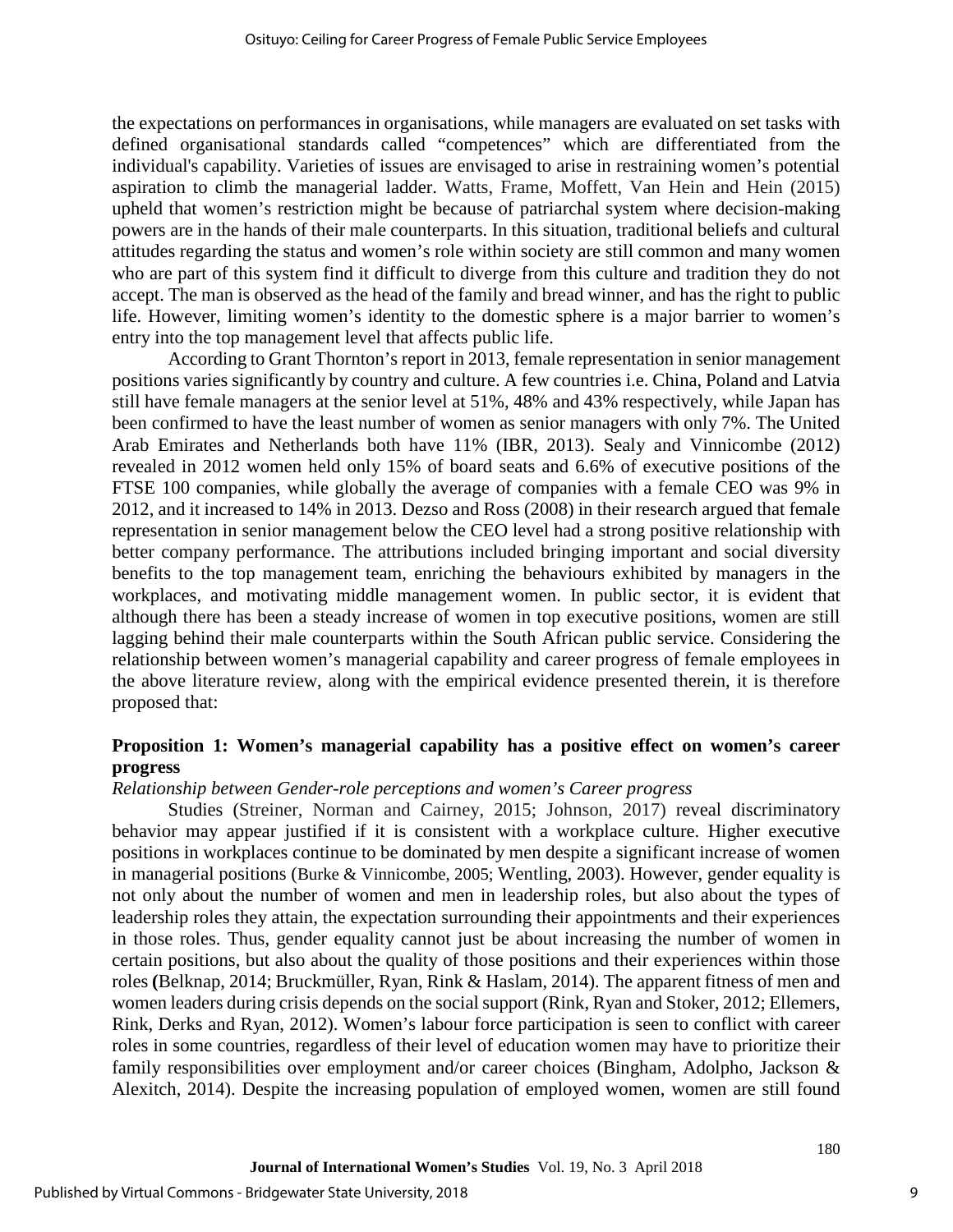the expectations on performances in organisations, while managers are evaluated on set tasks with defined organisational standards called "competences" which are differentiated from the individual's capability. Varieties of issues are envisaged to arise in restraining women's potential aspiration to climb the managerial ladder. Watts, Frame, Moffett, Van Hein and Hein (2015) upheld that women's restriction might be because of patriarchal system where decision-making powers are in the hands of their male counterparts. In this situation, traditional beliefs and cultural attitudes regarding the status and women's role within society are still common and many women who are part of this system find it difficult to diverge from this culture and tradition they do not accept. The man is observed as the head of the family and bread winner, and has the right to public life. However, limiting women's identity to the domestic sphere is a major barrier to women's entry into the top management level that affects public life.

According to Grant Thornton's report in 2013, female representation in senior management positions varies significantly by country and culture. A few countries i.e. China, Poland and Latvia still have female managers at the senior level at 51%, 48% and 43% respectively, while Japan has been confirmed to have the least number of women as senior managers with only 7%. The United Arab Emirates and Netherlands both have 11% (IBR, 2013). Sealy and Vinnicombe (2012) revealed in 2012 women held only 15% of board seats and 6.6% of executive positions of the FTSE 100 companies, while globally the average of companies with a female CEO was 9% in 2012, and it increased to 14% in 2013. Dezso and Ross (2008) in their research argued that female representation in senior management below the CEO level had a strong positive relationship with better company performance. The attributions included bringing important and social diversity benefits to the top management team, enriching the behaviours exhibited by managers in the workplaces, and motivating middle management women. In public sector, it is evident that although there has been a steady increase of women in top executive positions, women are still lagging behind their male counterparts within the South African public service. Considering the relationship between women's managerial capability and career progress of female employees in the above literature review, along with the empirical evidence presented therein, it is therefore proposed that:

**Proposition 1: Women's managerial capability has a positive effect on women's career progress**

*Relationship between Gender-role perceptions and women's Career progress*

Studies (Streiner, Norman and Cairney, 2015; Johnson, 2017) reveal discriminatory behavior may appear justified if it is consistent with a workplace culture. Higher executive positions in workplaces continue to be dominated by men despite a significant increase of women in managerial positions (Burke & Vinnicombe, 2005; Wentling, 2003). However, gender equality is not only about the number of women and men in leadership roles, but also about the types of leadership roles they attain, the expectation surrounding their appointments and their experiences in those roles. Thus, gender equality cannot just be about increasing the number of women in certain positions, but also about the quality of those positions and their experiences within those roles (Belknap, 2014; Bruckmüller, Ryan, Rink & Haslam, 2014). The apparent fitness of men and women leaders during crisis depends on the social support (Rink, Ryan and Stoker, 2012; Ellemers, Rink, Derks and Ryan, 2012). Women's labour force participation is seen to conflict with career roles in some countries, regardless of their level of education women may have to prioritize their family responsibilities over employment and/or career choices (Bingham, Adolpho, Jackson & Alexitch, 2014). Despite the increasing population of employed women, women are still found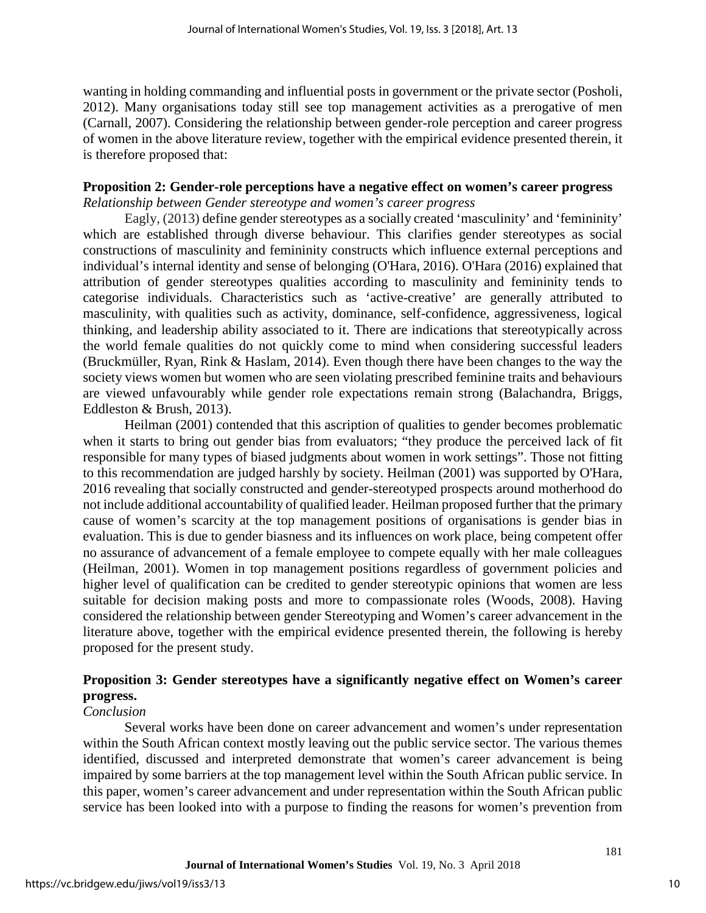wanting in holding commanding and influential posts in government or the private sector (Posholi, 2012). Many organisations today still see top management activities as a prerogative of men (Carnall, 2007). Considering the relationship between gender-role perception and career progress of women in the above literature review, together with the empirical evidence presented therein, it is therefore proposed that:

**Proposition 2: Gender-role perceptions have a negative effect on women's career progress**

*Relationship between Gender stereotype and women's career progress*

Eagly, (2013) define gender stereotypes as a socially created 'masculinity' and 'femininity' which are established through diverse behaviour. This clarifies gender stereotypes as social constructions of masculinity and femininity constructs which influence external perceptions and individual's internal identity and sense of belonging (O'Hara, 2016). O'Hara (2016) explained that attribution of gender stereotypes qualities according to masculinity and femininity tends to categorise individuals. Characteristics such as 'active-creative' are generally attributed to masculinity, with qualities such as activity, dominance, self-confidence, aggressiveness, logical thinking, and leadership ability associated to it. There are indications that stereotypically across the world female qualities do not quickly come to mind when considering successful leaders (Bruckmüller, Ryan, Rink & Haslam, 2014). Even though there have been changes to the way the society views women but women who are seen violating prescribed feminine traits and behaviours are viewed unfavourably while gender role expectations remain strong (Balachandra, Briggs, Eddleston & Brush, 2013).

Heilman (2001) contended that this ascription of qualities to gender becomes problematic when it starts to bring out gender bias from evaluators; "they produce the perceived lack of fit responsible for many types of biased judgments about women in work settings". Those not fitting to this recommendation are judged harshly by society. Heilman (2001) was supported by O'Hara, 2016 revealing that socially constructed and gender-stereotyped prospects around motherhood do not include additional accountability of qualified leader. Heilman proposed further that the primary cause of women's scarcity at the top management positions of organisations is gender bias in evaluation. This is due to gender biasness and its influences on work place, being competent offer no assurance of advancement of a female employee to compete equally with her male colleagues (Heilman, 2001). Women in top management positions regardless of government policies and higher level of qualification can be credited to gender stereotypic opinions that women are less suitable for decision making posts and more to compassionate roles (Woods, 2008). Having considered the relationship between gender Stereotyping and Women's career advancement in the literature above, together with the empirical evidence presented therein, the following is hereby proposed for the present study.

**Proposition 3: Gender stereotypes have a significantly negative effect on Women's career progress.**

*Conclusion*

Several works have been done on career advancement and women's under representation within the South African context mostly leaving out the public service sector. The various themes identified, discussed and interpreted demonstrate that women's career advancement is being impaired by some barriers at the top management level within the South African public service. In this paper, women's career advancement and under representation within the South African public service has been looked into with a purpose to finding the reasons for women's prevention from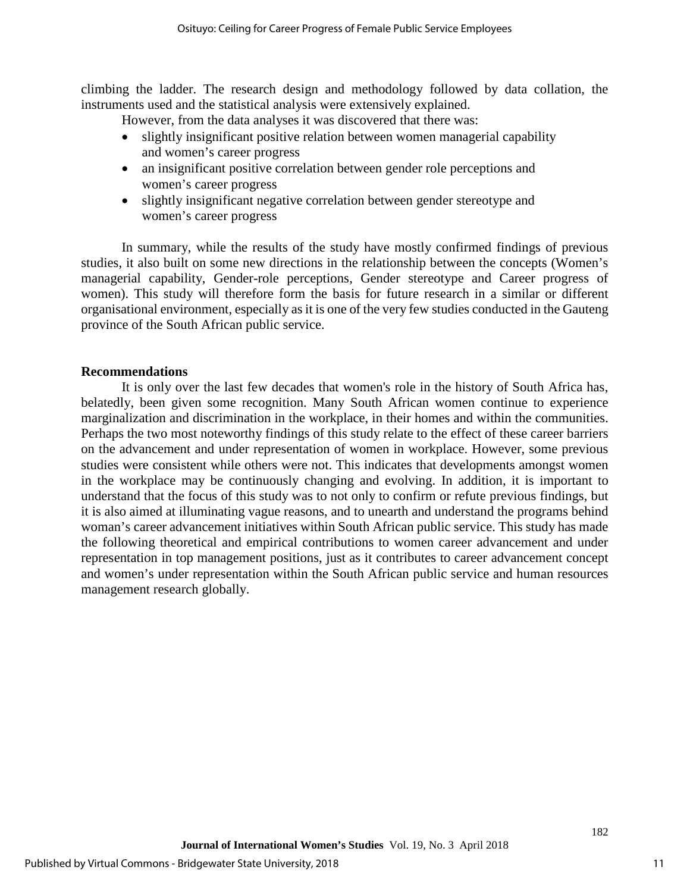climbing the ladder. The research design and methodology followed by data collation, the instruments used and the statistical analysis were extensively explained.

However, from the data analyses it was discovered that there was:

- slightly insignificant positive relation between women managerial capability and women's career progress
- an insignificant positive correlation between gender role perceptions and women's career progress
- slightly insignificant negative correlation between gender stereotype and women's career progress

In summary, while the results of the study have mostly confirmed findings of previous studies, it also built on some new directions in the relationship between the concepts (Women's managerial capability, Gender-role perceptions, Gender stereotype and Career progress of women). This study will therefore form the basis for future research in a similar or different organisational environment, especially as it is one of the very few studies conducted in the Gauteng province of the South African public service.

**Recommendations**

It is only over the last few decades that women's role in the history of South Africa has, belatedly, been given some recognition. Many South African women continue to experience marginalization and discrimination in the workplace, in their homes and within the communities. Perhaps the two most noteworthy findings of this study relate to the effect of these career barriers on the advancement and under representation of women in workplace. However, some previous studies were consistent while others were not. This indicates that developments amongst women in the workplace may be continuously changing and evolving. In addition, it is important to understand that the focus of this study was to not only to confirm or refute previous findings, but it is also aimed at illuminating vague reasons, and to unearth and understand the programs behind woman's career advancement initiatives within South African public service. This study has made the following theoretical and empirical contributions to women career advancement and under representation in top management positions, just as it contributes to career advancement concept and women's under representation within the South African public service and human resources management research globally.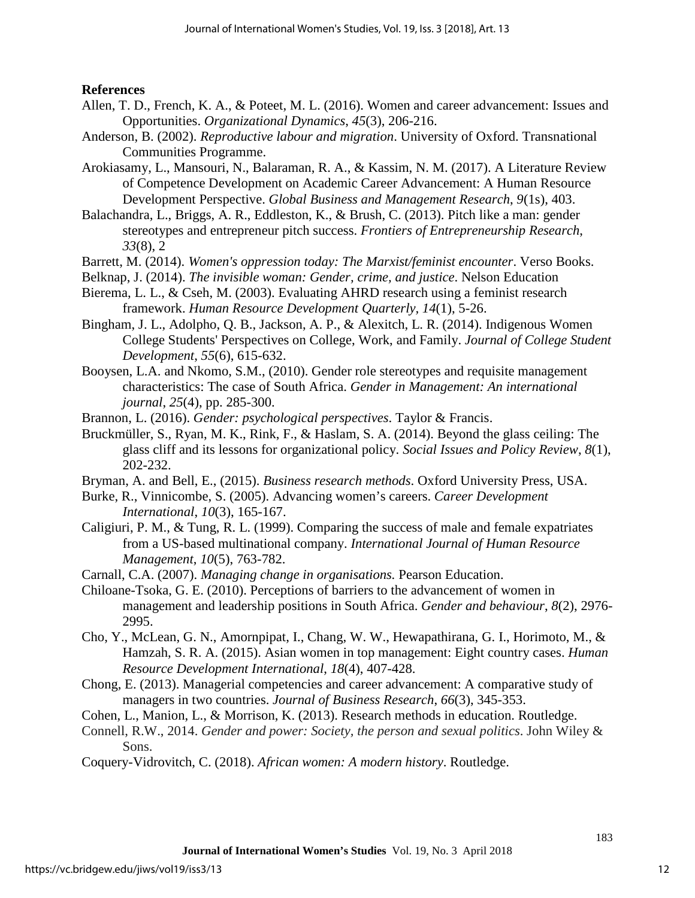**References**

Allen, T. D., French, K. A., & Poteet, M. L. (2016). Women and career advancement: Issues and Opportunities. *Organizational Dynamics*, *45*(3), 206-216.

Anderson, B. (2002). *Reproductive labour and migration*. University of Oxford. Transnational Communities Programme.

Arokiasamy, L., Mansouri, N., Balaraman, R. A., & Kassim, N. M. (2017). A Literature Review of Competence Development on Academic Career Advancement: A Human Resource Development Perspective. *Global Business and Management Research*, *9*(1s), 403.

Balachandra, L., Briggs, A. R., Eddleston, K., & Brush, C. (2013). Pitch like a man: gender stereotypes and entrepreneur pitch success. *Frontiers of Entrepreneurship Research*, *33*(8), 2

Barrett, M. (2014). *Women's oppression today: The Marxist/feminist encounter*. Verso Books.

Belknap, J. (2014). *The invisible woman: Gender, crime, and justice*. Nelson Education

Bierema, L. L., & Cseh, M. (2003). Evaluating AHRD research using a feminist research framework. *Human Resource Development Quarterly, 14*(1), 5-26.

Bingham, J. L., Adolpho, Q. B., Jackson, A. P., & Alexitch, L. R. (2014). Indigenous Women College Students' Perspectives on College, Work, and Family. *Journal of College Student Development*, *55*(6), 615-632.

Booysen, L.A. and Nkomo, S.M., (2010). Gender role stereotypes and requisite management characteristics: The case of South Africa. *Gender in Management: An international journal*, *25*(4), pp. 285-300.

Brannon, L. (2016). *Gender: psychological perspectives*. Taylor & Francis.

Bruckmüller, S., Ryan, M. K., Rink, F., & Haslam, S. A. (2014). Beyond the glass ceiling: The glass cliff and its lessons for organizational policy. *Social Issues and Policy Review*, *8*(1), 202-232.

Bryman, A. and Bell, E., (2015). *Business research methods*. Oxford University Press, USA.

Burke, R., Vinnicombe, S. (2005). Advancing women's careers. *Career Development International*, *10*(3), 165-167.

Caligiuri, P. M., & Tung, R. L. (1999). Comparing the success of male and female expatriates from a US-based multinational company. *International Journal of Human Resource Management*, *10*(5), 763-782.

Carnall, C.A. (2007). *Managing change in organisations.* Pearson Education.

Chiloane-Tsoka, G. E. (2010). Perceptions of barriers to the advancement of women in management and leadership positions in South Africa. *Gender and behaviour*, *8*(2), 2976-2995.

Cho, Y., McLean, G. N., Amornpipat, I., Chang, W. W., Hewapathirana, G. I., Horimoto, M., & Hamzah, S. R. A. (2015). Asian women in top management: Eight country cases. *Human Resource Development International*, *18*(4), 407-428.

Chong, E. (2013). Managerial competencies and career advancement: A comparative study of managers in two countries. *Journal of Business Research*, *66*(3), 345-353.

Cohen, L., Manion, L., & Morrison, K. (2013). Research methods in education. Routledge.

Connell, R.W., 2014. *Gender and power: Society, the person and sexual politics*. John Wiley & Sons.

Coquery-Vidrovitch, C. (2018). *African women: A modern history*. Routledge.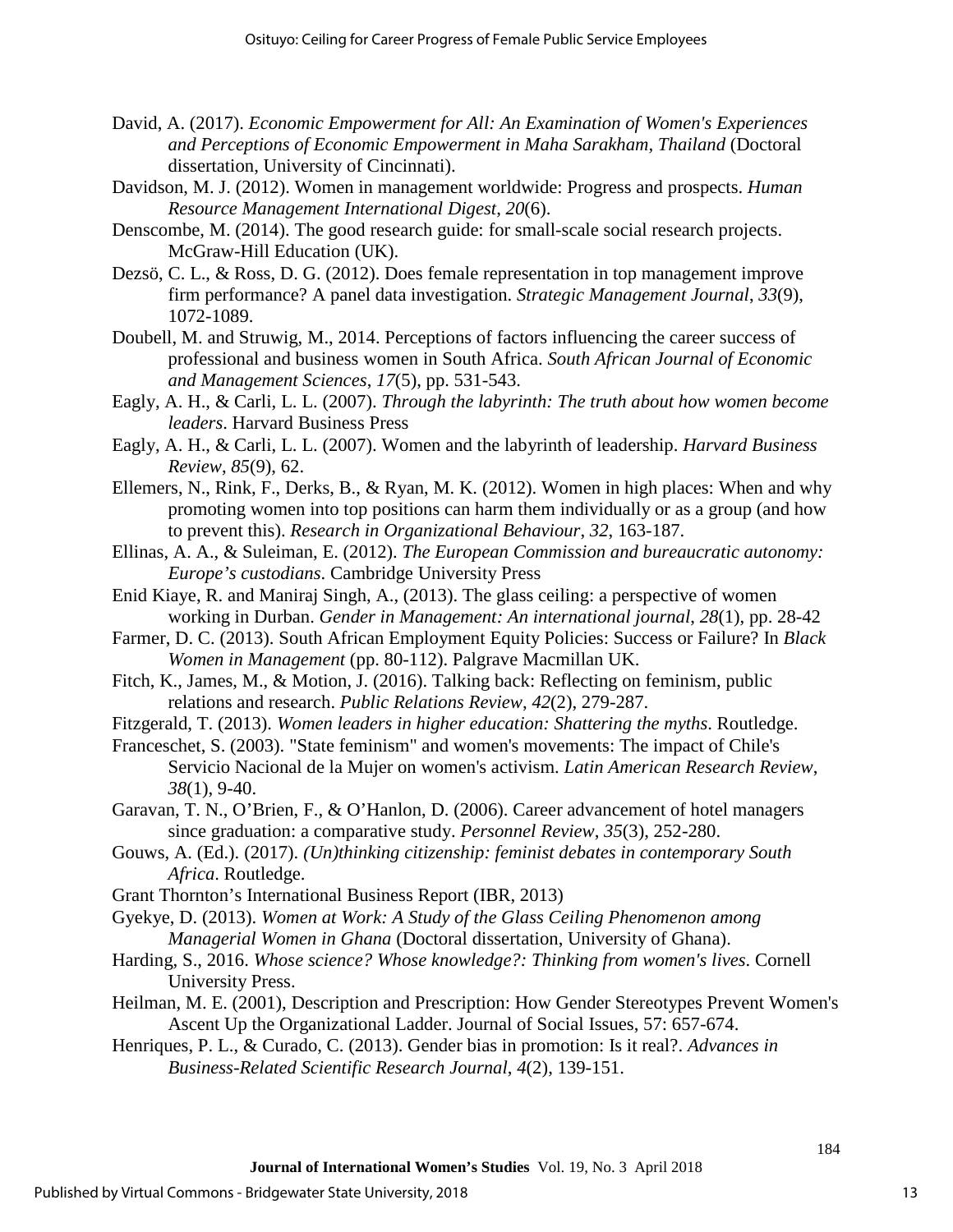David, A. (2017). *Economic Empowerment for All: An Examination of Women's Experiences and Perceptions of Economic Empowerment in Maha Sarakham, Thailand* (Doctoral dissertation, University of Cincinnati).

Davidson, M. J. (2012). Women in management worldwide: Progress and prospects. *Human Resource Management International Digest*, *20*(6).

Denscombe, M. (2014). The good research guide: for small-scale social research projects. McGraw-Hill Education (UK).

Dezsö, C. L., & Ross, D. G. (2012). Does female representation in top management improve firm performance? A panel data investigation. *Strategic Management Journal*, *33*(9), 1072-1089.

Doubell, M. and Struwig, M., 2014. Perceptions of factors influencing the career success of professional and business women in South Africa. *South African Journal of Economic and Management Sciences*, *17*(5), pp. 531-543.

Eagly, A. H., & Carli, L. L. (2007). *Through the labyrinth: The truth about how women become leaders*. Harvard Business Press

Eagly, A. H., & Carli, L. L. (2007). Women and the labyrinth of leadership. *Harvard Business Review*, *85*(9), 62.

Ellemers, N., Rink, F., Derks, B., & Ryan, M. K. (2012). Women in high places: When and why promoting women into top positions can harm them individually or as a group (and how to prevent this). *Research in Organizational Behaviour*, *32*, 163-187.

Ellinas, A. A., & Suleiman, E. (2012). *The European Commission and bureaucratic autonomy: Europe's custodians*. Cambridge University Press

Enid Kiaye, R. and Maniraj Singh, A., (2013). The glass ceiling: a perspective of women working in Durban. *Gender in Management: An international journal*, *28*(1), pp. 28-42

Farmer, D. C. (2013). South African Employment Equity Policies: Success or Failure? In *Black Women in Management* (pp. 80-112). Palgrave Macmillan UK.

Fitch, K., James, M., & Motion, J. (2016). Talking back: Reflecting on feminism, public relations and research. *Public Relations Review*, *42*(2), 279-287.

Fitzgerald, T. (2013). *Women leaders in higher education: Shattering the myths*. Routledge.

Franceschet, S. (2003). "State feminism" and women's movements: The impact of Chile's Servicio Nacional de la Mujer on women's activism. *Latin American Research Review*, *38*(1), 9-40.

Garavan, T. N., O'Brien, F., & O'Hanlon, D. (2006). Career advancement of hotel managers since graduation: a comparative study. *Personnel Review*, *35*(3), 252-280.

Gouws, A. (Ed.). (2017). *(Un)thinking citizenship: feminist debates in contemporary South Africa*. Routledge.

Grant Thornton's International Business Report (IBR, 2013)

Gyekye, D. (2013). *Women at Work: A Study of the Glass Ceiling Phenomenon among Managerial Women in Ghana* (Doctoral dissertation, University of Ghana).

Harding, S., 2016. *Whose science? Whose knowledge?: Thinking from women's lives*. Cornell University Press.

Heilman, M. E. (2001), Description and Prescription: How Gender Stereotypes Prevent Women's Ascent Up the Organizational Ladder. Journal of Social Issues, 57: 657-674.

Henriques, P. L., & Curado, C. (2013). Gender bias in promotion: Is it real?. *Advances in Business-Related Scientific Research Journal*, *4*(2), 139-151.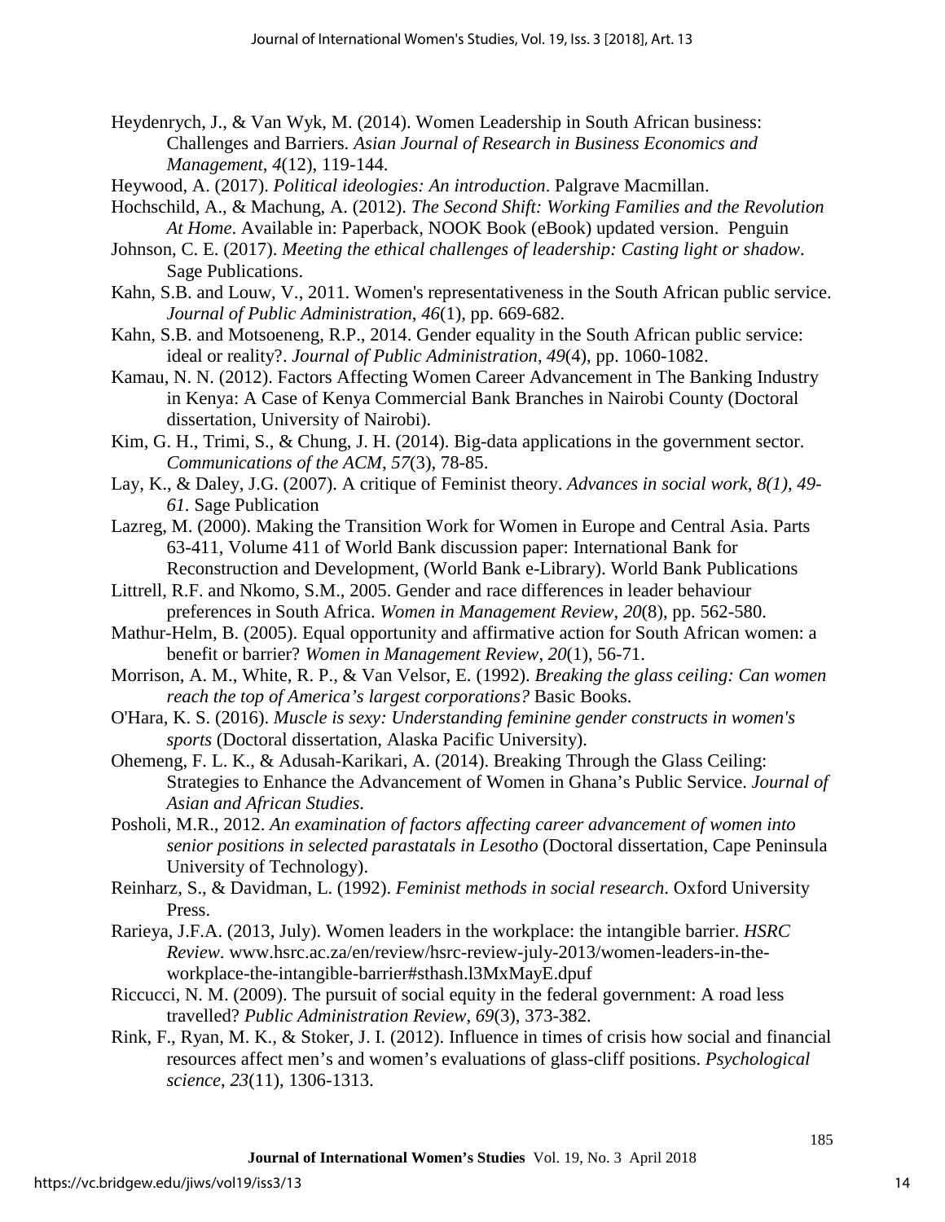Heydenrych, J., & Van Wyk, M. (2014). Women Leadership in South African business: Challenges and Barriers. *Asian Journal of Research in Business Economics and Management*, *4*(12), 119-144.

Heywood, A. (2017). *Political ideologies: An introduction*. Palgrave Macmillan.

Hochschild, A., & Machung, A. (2012). *The Second Shift: Working Families and the Revolution At Home*. Available in: Paperback, NOOK Book (eBook) updated version. Penguin

Johnson, C. E. (2017). *Meeting the ethical challenges of leadership: Casting light or shadow*. Sage Publications.

Kahn, S.B. and Louw, V., 2011. Women's representativeness in the South African public service. *Journal of Public Administration*, *46*(1), pp. 669-682.

Kahn, S.B. and Motsoeneng, R.P., 2014. Gender equality in the South African public service: ideal or reality?. *Journal of Public Administration*, *49*(4), pp. 1060-1082.

Kamau, N. N. (2012). Factors Affecting Women Career Advancement in The Banking Industry in Kenya: A Case of Kenya Commercial Bank Branches in Nairobi County (Doctoral dissertation, University of Nairobi).

Kim, G. H., Trimi, S., & Chung, J. H. (2014). Big-data applications in the government sector. *Communications of the ACM*, *57*(3), 78-85.

Lay, K., & Daley, J.G. (2007). A critique of Feminist theory. *Advances in social work, 8(1), 49-61.* Sage Publication

Lazreg, M. (2000). Making the Transition Work for Women in Europe and Central Asia. Parts 63-411, Volume 411 of World Bank discussion paper: International Bank for Reconstruction and Development, (World Bank e-Library). World Bank Publications

Littrell, R.F. and Nkomo, S.M., 2005. Gender and race differences in leader behaviour preferences in South Africa. *Women in Management Review*, *20*(8), pp. 562-580.

Mathur-Helm, B. (2005). Equal opportunity and affirmative action for South African women: a benefit or barrier? *Women in Management Review*, *20*(1), 56-71.

Morrison, A. M., White, R. P., & Van Velsor, E. (1992). *Breaking the glass ceiling: Can women reach the top of America's largest corporations?* Basic Books.

O'Hara, K. S. (2016). *Muscle is sexy: Understanding feminine gender constructs in women's sports* (Doctoral dissertation, Alaska Pacific University).

Ohemeng, F. L. K., & Adusah-Karikari, A. (2014). Breaking Through the Glass Ceiling: Strategies to Enhance the Advancement of Women in Ghana's Public Service. *Journal of Asian and African Studies*.

Posholi, M.R., 2012. *An examination of factors affecting career advancement of women into senior positions in selected parastatals in Lesotho* (Doctoral dissertation, Cape Peninsula University of Technology).

Reinharz, S., & Davidman, L. (1992). *Feminist methods in social research*. Oxford University Press.

Rarieya, J.F.A. (2013, July). Women leaders in the workplace: the intangible barrier. *HSRC Review*. www.hsrc.ac.za/en/review/hsrc-review-july-2013/women-leaders-in-the-workplace-the-intangible-barrier#sthash.l3MxMayE.dpuf

Riccucci, N. M. (2009). The pursuit of social equity in the federal government: A road less travelled? *Public Administration Review*, *69*(3), 373-382.

Rink, F., Ryan, M. K., & Stoker, J. I. (2012). Influence in times of crisis how social and financial resources affect men's and women's evaluations of glass-cliff positions. *Psychological science*, *23*(11), 1306-1313.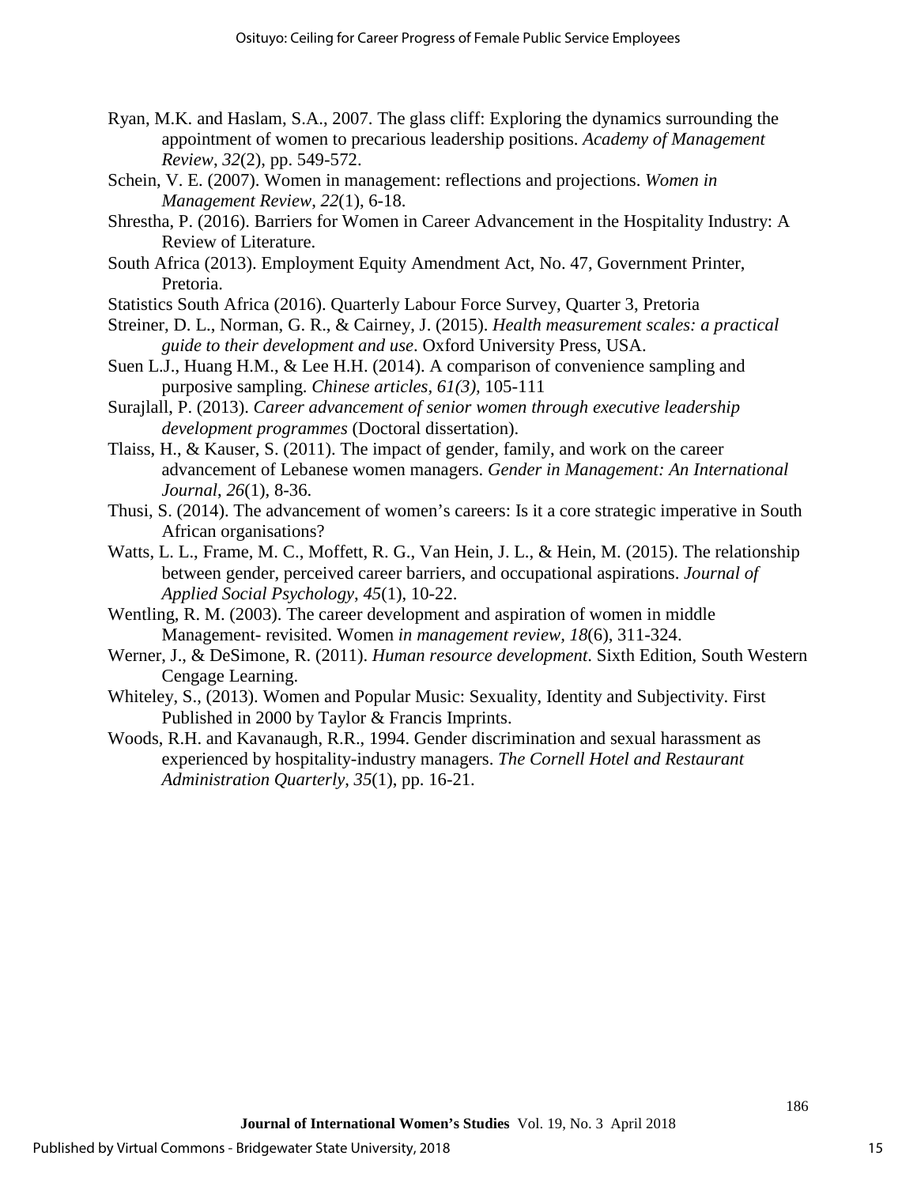Ryan, M.K. and Haslam, S.A., 2007. The glass cliff: Exploring the dynamics surrounding the appointment of women to precarious leadership positions. *Academy of Management Review*, *32*(2), pp. 549-572.

Schein, V. E. (2007). Women in management: reflections and projections. *Women in Management Review*, *22*(1), 6-18.

Shrestha, P. (2016). Barriers for Women in Career Advancement in the Hospitality Industry: A Review of Literature.

South Africa (2013). Employment Equity Amendment Act, No. 47, Government Printer, Pretoria.

Statistics South Africa (2016). Quarterly Labour Force Survey, Quarter 3, Pretoria

Streiner, D. L., Norman, G. R., & Cairney, J. (2015). *Health measurement scales: a practical guide to their development and use*. Oxford University Press, USA.

Suen L.J., Huang H.M., & Lee H.H. (2014). A comparison of convenience sampling and purposive sampling. *Chinese articles, 61(3),* 105-111

Surajlall, P. (2013). *Career advancement of senior women through executive leadership development programmes* (Doctoral dissertation).

Tlaiss, H., & Kauser, S. (2011). The impact of gender, family, and work on the career advancement of Lebanese women managers. *Gender in Management: An International Journal*, *26*(1), 8-36.

Thusi, S. (2014). The advancement of women's careers: Is it a core strategic imperative in South African organisations?

Watts, L. L., Frame, M. C., Moffett, R. G., Van Hein, J. L., & Hein, M. (2015). The relationship between gender, perceived career barriers, and occupational aspirations. *Journal of Applied Social Psychology*, *45*(1), 10-22.

Wentling, R. M. (2003). The career development and aspiration of women in middle Management- revisited. Women *in management review*, *18*(6), 311-324.

Werner, J., & DeSimone, R. (2011). *Human resource development*. Sixth Edition, South Western Cengage Learning.

Whiteley, S., (2013). Women and Popular Music: Sexuality, Identity and Subjectivity. First Published in 2000 by Taylor & Francis Imprints.

Woods, R.H. and Kavanaugh, R.R., 1994. Gender discrimination and sexual harassment as experienced by hospitality-industry managers. *The Cornell Hotel and Restaurant Administration Quarterly*, *35*(1), pp. 16-21.